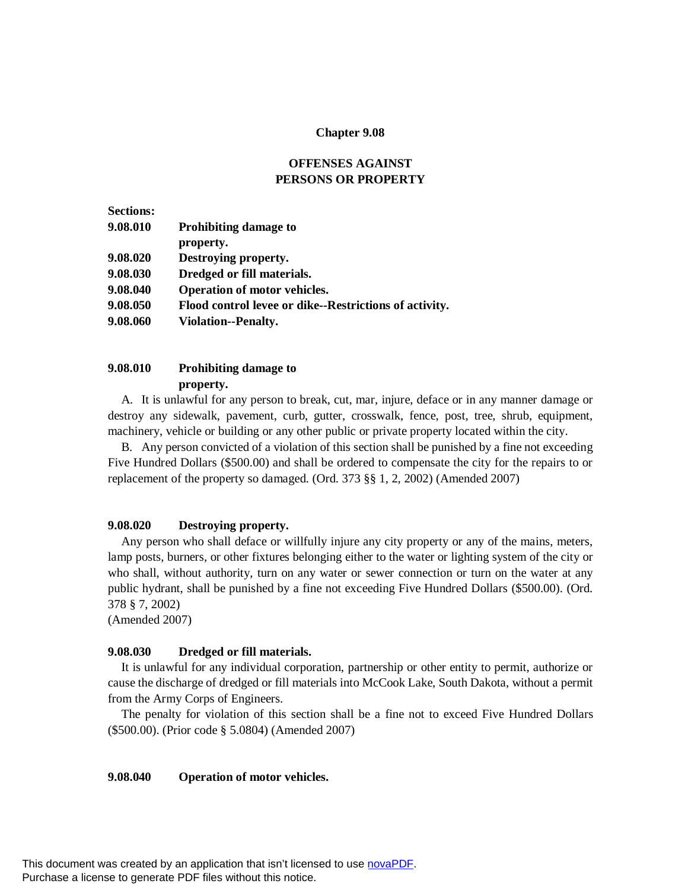# Chapter 9.08

## OFFENSES AGAINST PERSONS OR PROPERTY

**Sections:**

| | |
|---|---|
| **9.08.010** | **Prohibiting damage to property.** |
| **9.08.020** | **Destroying property.** |
| **9.08.030** | **Dredged or fill materials.** |
| **9.08.040** | **Operation of motor vehicles.** |
| **9.08.050** | **Flood control levee or dike--Restrictions of activity.** |
| **9.08.060** | **Violation--Penalty.** |

### 9.08.010 Prohibiting damage to property.

A. It is unlawful for any person to break, cut, mar, injure, deface or in any manner damage or destroy any sidewalk, pavement, curb, gutter, crosswalk, fence, post, tree, shrub, equipment, machinery, vehicle or building or any other public or private property located within the city.

B. Any person convicted of a violation of this section shall be punished by a fine not exceeding Five Hundred Dollars ($500.00) and shall be ordered to compensate the city for the repairs to or replacement of the property so damaged. (Ord. 373 §§ 1, 2, 2002) (Amended 2007)

### 9.08.020 Destroying property.

Any person who shall deface or willfully injure any city property or any of the mains, meters, lamp posts, burners, or other fixtures belonging either to the water or lighting system of the city or who shall, without authority, turn on any water or sewer connection or turn on the water at any public hydrant, shall be punished by a fine not exceeding Five Hundred Dollars ($500.00). (Ord. 378 § 7, 2002)
(Amended 2007)

### 9.08.030 Dredged or fill materials.

It is unlawful for any individual corporation, partnership or other entity to permit, authorize or cause the discharge of dredged or fill materials into McCook Lake, South Dakota, without a permit from the Army Corps of Engineers.

The penalty for violation of this section shall be a fine not to exceed Five Hundred Dollars ($500.00). (Prior code § 5.0804) (Amended 2007)

### 9.08.040 Operation of motor vehicles.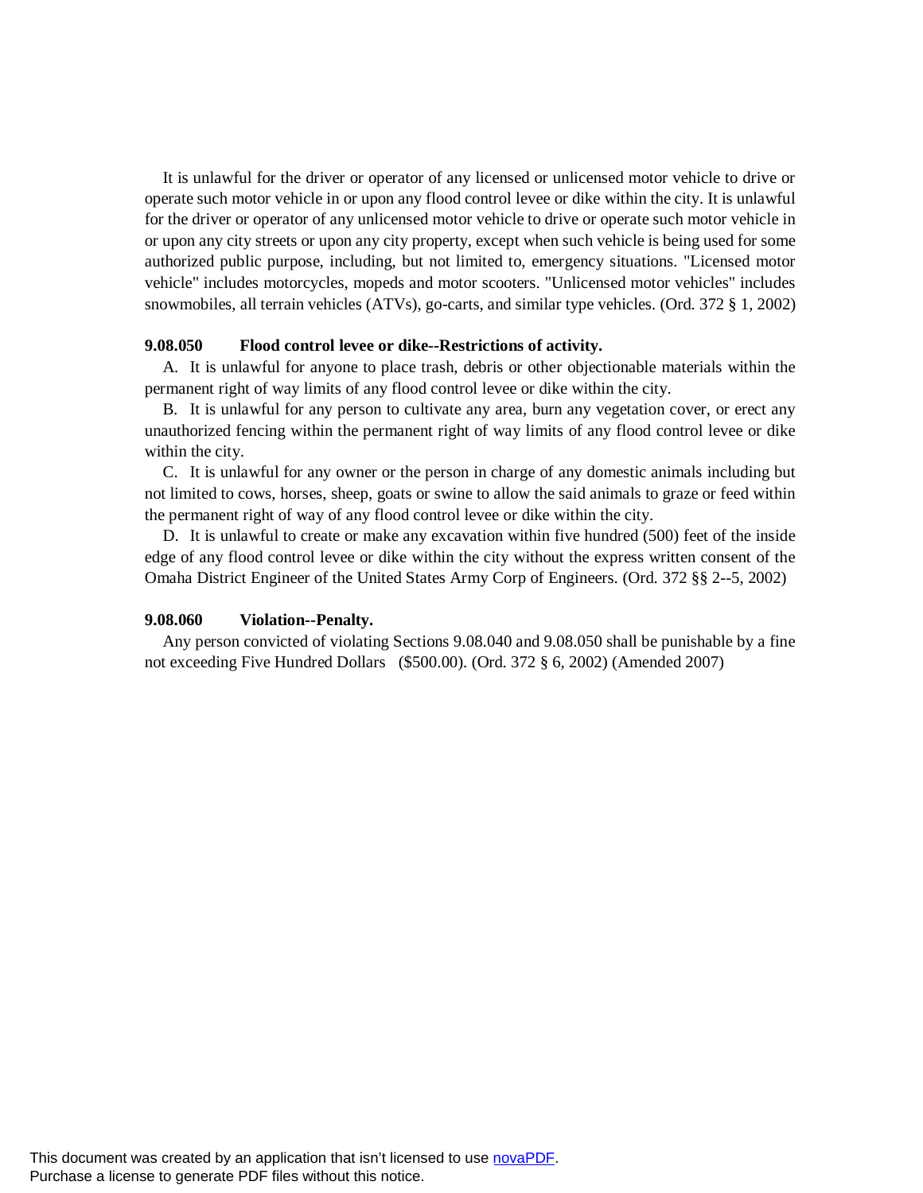It is unlawful for the driver or operator of any licensed or unlicensed motor vehicle to drive or operate such motor vehicle in or upon any flood control levee or dike within the city. It is unlawful for the driver or operator of any unlicensed motor vehicle to drive or operate such motor vehicle in or upon any city streets or upon any city property, except when such vehicle is being used for some authorized public purpose, including, but not limited to, emergency situations. "Licensed motor vehicle" includes motorcycles, mopeds and motor scooters. "Unlicensed motor vehicles" includes snowmobiles, all terrain vehicles (ATVs), go-carts, and similar type vehicles. (Ord. 372 § 1, 2002)

**9.08.050 Flood control levee or dike--Restrictions of activity.**

A. It is unlawful for anyone to place trash, debris or other objectionable materials within the permanent right of way limits of any flood control levee or dike within the city.

B. It is unlawful for any person to cultivate any area, burn any vegetation cover, or erect any unauthorized fencing within the permanent right of way limits of any flood control levee or dike within the city.

C. It is unlawful for any owner or the person in charge of any domestic animals including but not limited to cows, horses, sheep, goats or swine to allow the said animals to graze or feed within the permanent right of way of any flood control levee or dike within the city.

D. It is unlawful to create or make any excavation within five hundred (500) feet of the inside edge of any flood control levee or dike within the city without the express written consent of the Omaha District Engineer of the United States Army Corp of Engineers. (Ord. 372 §§ 2--5, 2002)

**9.08.060 Violation--Penalty.**

Any person convicted of violating Sections 9.08.040 and 9.08.050 shall be punishable by a fine not exceeding Five Hundred Dollars ($500.00). (Ord. 372 § 6, 2002) (Amended 2007)